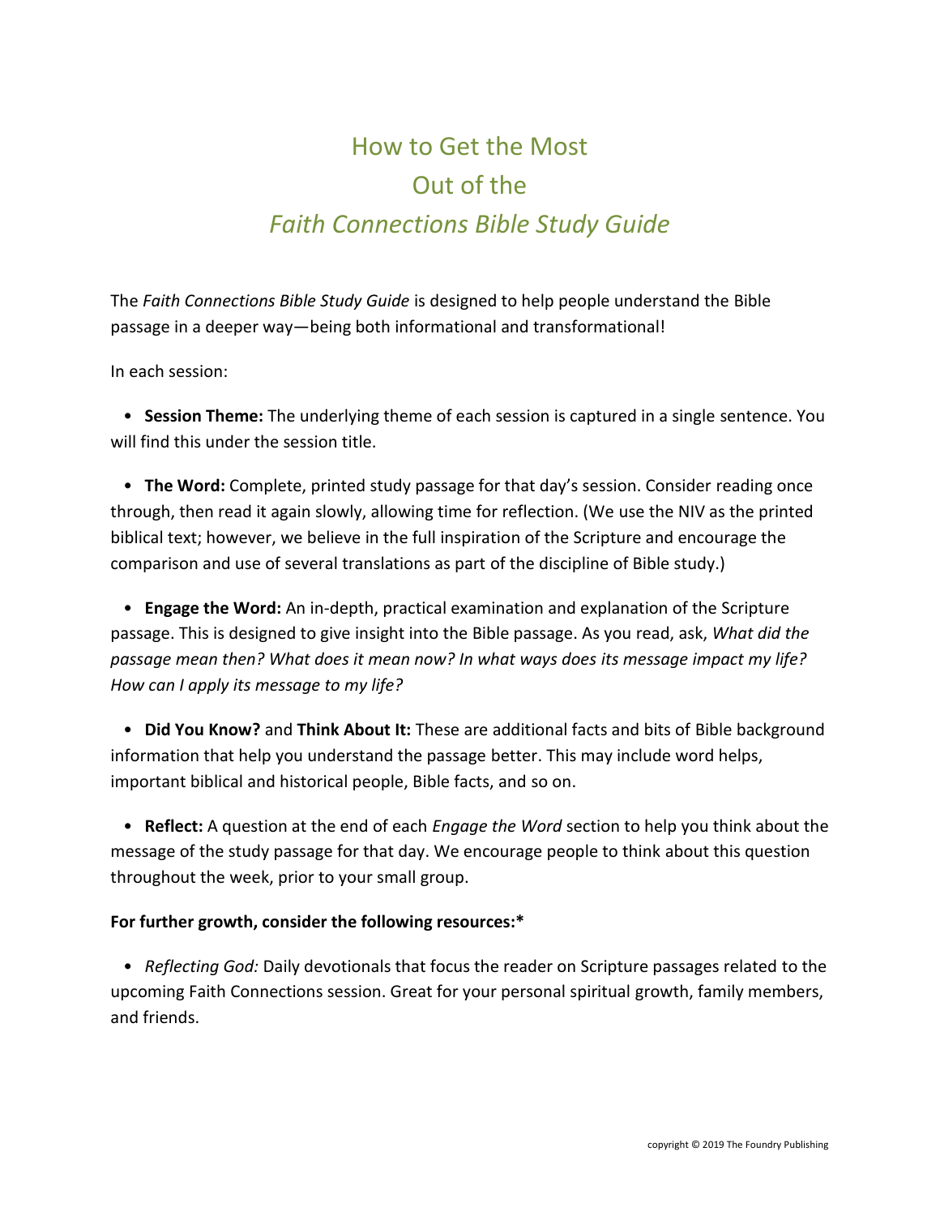# How to Get the Most Out of the *Faith Connections Bible Study Guide*

The *Faith Connections Bible Study Guide* is designed to help people understand the Bible passage in a deeper way—being both informational and transformational!

In each session:

- **Session Theme:** The underlying theme of each session is captured in a single sentence. You will find this under the session title.

- **The Word:** Complete, printed study passage for that day's session. Consider reading once through, then read it again slowly, allowing time for reflection. (We use the NIV as the printed biblical text; however, we believe in the full inspiration of the Scripture and encourage the comparison and use of several translations as part of the discipline of Bible study.)

- **Engage the Word:** An in-depth, practical examination and explanation of the Scripture passage. This is designed to give insight into the Bible passage. As you read, ask, *What did the passage mean then? What does it mean now? In what ways does its message impact my life? How can I apply its message to my life?*

- **Did You Know?** and **Think About It:** These are additional facts and bits of Bible background information that help you understand the passage better. This may include word helps, important biblical and historical people, Bible facts, and so on.

- **Reflect:** A question at the end of each *Engage the Word* section to help you think about the message of the study passage for that day. We encourage people to think about this question throughout the week, prior to your small group.

**For further growth, consider the following resources:***

- *Reflecting God:* Daily devotionals that focus the reader on Scripture passages related to the upcoming Faith Connections session. Great for your personal spiritual growth, family members, and friends.

copyright © 2019 The Foundry Publishing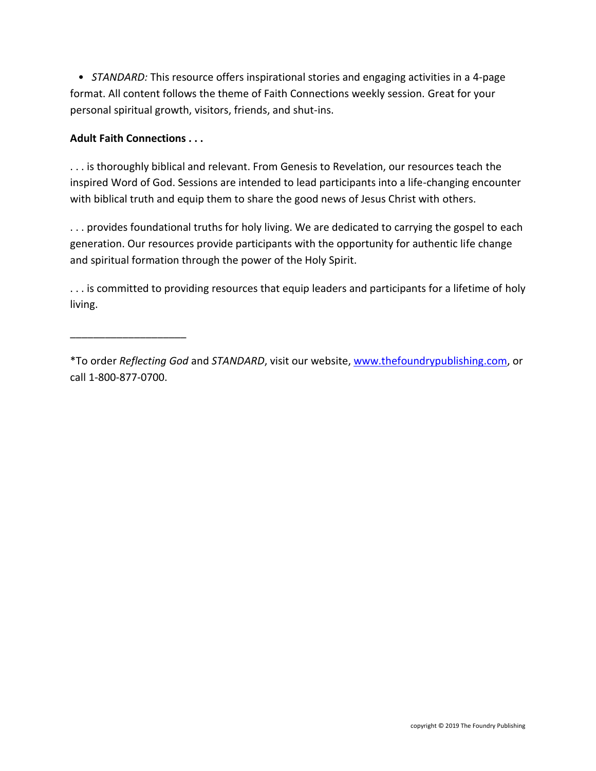- *STANDARD:* This resource offers inspirational stories and engaging activities in a 4-page format. All content follows the theme of Faith Connections weekly session. Great for your personal spiritual growth, visitors, friends, and shut-ins.

**Adult Faith Connections . . .**

. . . is thoroughly biblical and relevant. From Genesis to Revelation, our resources teach the inspired Word of God. Sessions are intended to lead participants into a life-changing encounter with biblical truth and equip them to share the good news of Jesus Christ with others.

. . . provides foundational truths for holy living. We are dedicated to carrying the gospel to each generation. Our resources provide participants with the opportunity for authentic life change and spiritual formation through the power of the Holy Spirit.

. . . is committed to providing resources that equip leaders and participants for a lifetime of holy living.

____________________

*To order *Reflecting God* and *STANDARD*, visit our website, [www.thefoundrypublishing.com](http://www.thefoundrypublishing.com), or call 1-800-877-0700.

copyright © 2019 The Foundry Publishing